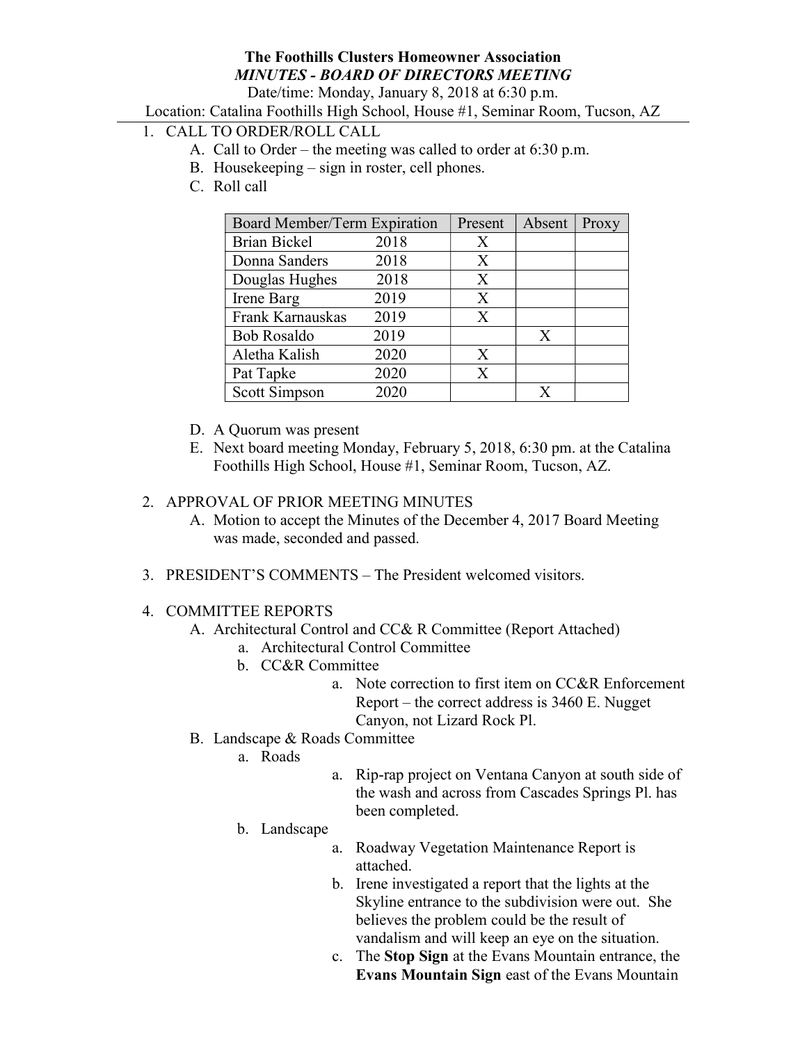**The Foothills Clusters Homeowner Association**

***MINUTES - BOARD OF DIRECTORS MEETING***

Date/time: Monday, January 8, 2018 at 6:30 p.m.

Location: Catalina Foothills High School, House #1, Seminar Room, Tucson, AZ

1. CALL TO ORDER/ROLL CALL
   - A. Call to Order – the meeting was called to order at 6:30 p.m.
   - B. Housekeeping – sign in roster, cell phones.
   - C. Roll call

| Board Member/Term Expiration | Present | Absent | Proxy |
|---|---|---|---|
| Brian Bickel 2018 | X | | |
| Donna Sanders 2018 | X | | |
| Douglas Hughes 2018 | X | | |
| Irene Barg 2019 | X | | |
| Frank Karnauskas 2019 | X | | |
| Bob Rosaldo 2019 | | X | |
| Aletha Kalish 2020 | X | | |
| Pat Tapke 2020 | X | | |
| Scott Simpson 2020 | | X | |

   - D. A Quorum was present
   - E. Next board meeting Monday, February 5, 2018, 6:30 pm. at the Catalina Foothills High School, House #1, Seminar Room, Tucson, AZ.

2. APPROVAL OF PRIOR MEETING MINUTES
   - A. Motion to accept the Minutes of the December 4, 2017 Board Meeting was made, seconded and passed.

3. PRESIDENT'S COMMENTS – The President welcomed visitors.

4. COMMITTEE REPORTS
   - A. Architectural Control and CC& R Committee (Report Attached)
     - a. Architectural Control Committee
     - b. CC&R Committee
       - a. Note correction to first item on CC&R Enforcement Report – the correct address is 3460 E. Nugget Canyon, not Lizard Rock Pl.
   - B. Landscape & Roads Committee
     - a. Roads
       - a. Rip-rap project on Ventana Canyon at south side of the wash and across from Cascades Springs Pl. has been completed.
     - b. Landscape
       - a. Roadway Vegetation Maintenance Report is attached.
       - b. Irene investigated a report that the lights at the Skyline entrance to the subdivision were out. She believes the problem could be the result of vandalism and will keep an eye on the situation.
       - c. The **Stop Sign** at the Evans Mountain entrance, the **Evans Mountain Sign** east of the Evans Mountain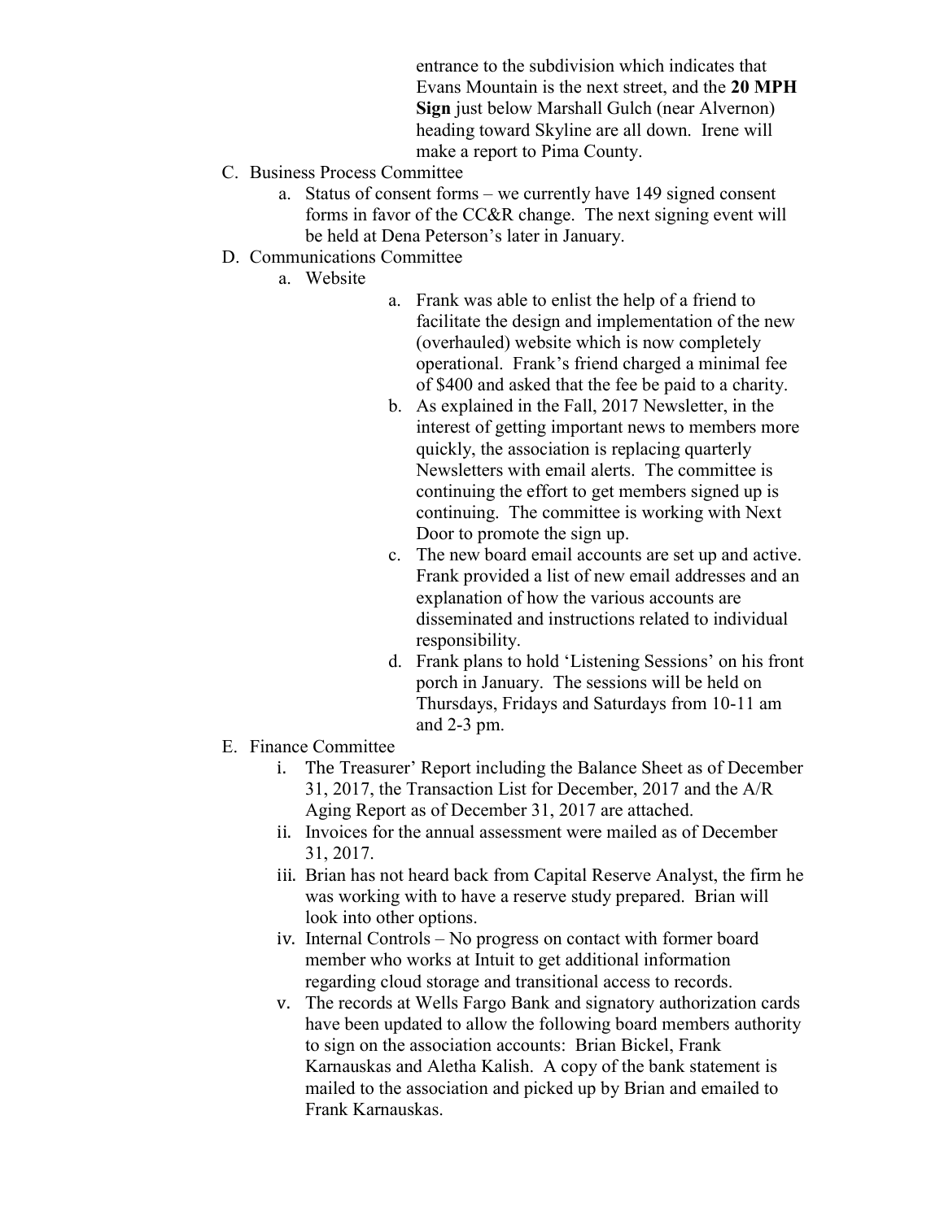entrance to the subdivision which indicates that Evans Mountain is the next street, and the **20 MPH Sign** just below Marshall Gulch (near Alvernon) heading toward Skyline are all down. Irene will make a report to Pima County.

C. Business Process Committee
   a. Status of consent forms – we currently have 149 signed consent forms in favor of the CC&R change. The next signing event will be held at Dena Peterson's later in January.

D. Communications Committee
   a. Website
      a. Frank was able to enlist the help of a friend to facilitate the design and implementation of the new (overhauled) website which is now completely operational. Frank's friend charged a minimal fee of $400 and asked that the fee be paid to a charity.
      b. As explained in the Fall, 2017 Newsletter, in the interest of getting important news to members more quickly, the association is replacing quarterly Newsletters with email alerts. The committee is continuing the effort to get members signed up is continuing. The committee is working with Next Door to promote the sign up.
      c. The new board email accounts are set up and active. Frank provided a list of new email addresses and an explanation of how the various accounts are disseminated and instructions related to individual responsibility.
      d. Frank plans to hold 'Listening Sessions' on his front porch in January. The sessions will be held on Thursdays, Fridays and Saturdays from 10-11 am and 2-3 pm.

E. Finance Committee
   i. The Treasurer' Report including the Balance Sheet as of December 31, 2017, the Transaction List for December, 2017 and the A/R Aging Report as of December 31, 2017 are attached.
   ii. Invoices for the annual assessment were mailed as of December 31, 2017.
   iii. Brian has not heard back from Capital Reserve Analyst, the firm he was working with to have a reserve study prepared. Brian will look into other options.
   iv. Internal Controls – No progress on contact with former board member who works at Intuit to get additional information regarding cloud storage and transitional access to records.
   v. The records at Wells Fargo Bank and signatory authorization cards have been updated to allow the following board members authority to sign on the association accounts: Brian Bickel, Frank Karnauskas and Aletha Kalish. A copy of the bank statement is mailed to the association and picked up by Brian and emailed to Frank Karnauskas.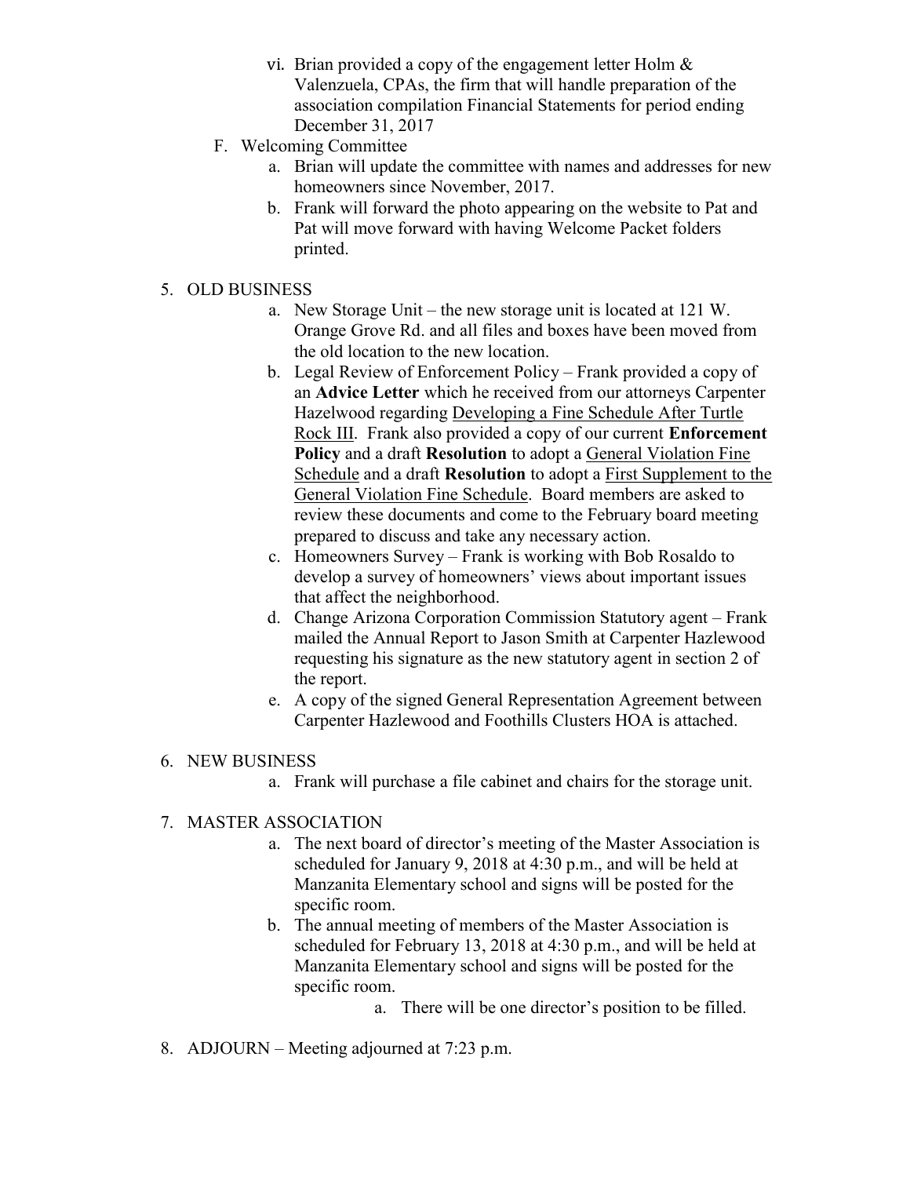vi. Brian provided a copy of the engagement letter Holm & Valenzuela, CPAs, the firm that will handle preparation of the association compilation Financial Statements for period ending December 31, 2017

F. Welcoming Committee

a. Brian will update the committee with names and addresses for new homeowners since November, 2017.

b. Frank will forward the photo appearing on the website to Pat and Pat will move forward with having Welcome Packet folders printed.

5. OLD BUSINESS

a. New Storage Unit – the new storage unit is located at 121 W. Orange Grove Rd. and all files and boxes have been moved from the old location to the new location.

b. Legal Review of Enforcement Policy – Frank provided a copy of an **Advice Letter** which he received from our attorneys Carpenter Hazelwood regarding <u>Developing a Fine Schedule After Turtle Rock III</u>. Frank also provided a copy of our current **Enforcement Policy** and a draft **Resolution** to adopt a <u>General Violation Fine Schedule</u> and a draft **Resolution** to adopt a <u>First Supplement to the General Violation Fine Schedule</u>. Board members are asked to review these documents and come to the February board meeting prepared to discuss and take any necessary action.

c. Homeowners Survey – Frank is working with Bob Rosaldo to develop a survey of homeowners' views about important issues that affect the neighborhood.

d. Change Arizona Corporation Commission Statutory agent – Frank mailed the Annual Report to Jason Smith at Carpenter Hazlewood requesting his signature as the new statutory agent in section 2 of the report.

e. A copy of the signed General Representation Agreement between Carpenter Hazlewood and Foothills Clusters HOA is attached.

6. NEW BUSINESS

a. Frank will purchase a file cabinet and chairs for the storage unit.

7. MASTER ASSOCIATION

a. The next board of director's meeting of the Master Association is scheduled for January 9, 2018 at 4:30 p.m., and will be held at Manzanita Elementary school and signs will be posted for the specific room.

b. The annual meeting of members of the Master Association is scheduled for February 13, 2018 at 4:30 p.m., and will be held at Manzanita Elementary school and signs will be posted for the specific room.

   a. There will be one director's position to be filled.

8. ADJOURN – Meeting adjourned at 7:23 p.m.